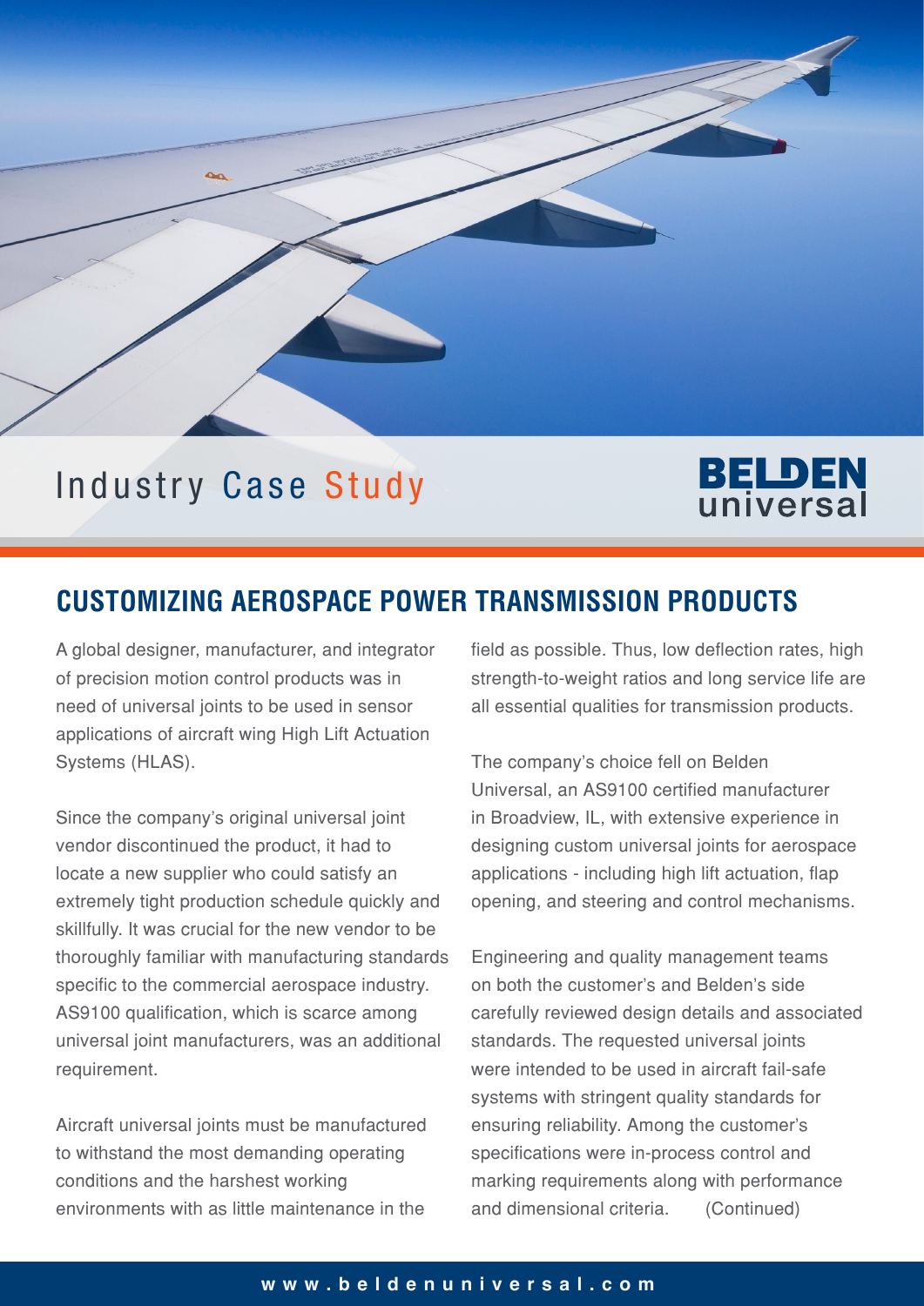Industry Case Study

BELDEN universal

# CUSTOMIZING AEROSPACE POWER TRANSMISSION PRODUCTS

A global designer, manufacturer, and integrator of precision motion control products was in need of universal joints to be used in sensor applications of aircraft wing High Lift Actuation Systems (HLAS).

Since the company's original universal joint vendor discontinued the product, it had to locate a new supplier who could satisfy an extremely tight production schedule quickly and skillfully. It was crucial for the new vendor to be thoroughly familiar with manufacturing standards specific to the commercial aerospace industry. AS9100 qualification, which is scarce among universal joint manufacturers, was an additional requirement.

Aircraft universal joints must be manufactured to withstand the most demanding operating conditions and the harshest working environments with as little maintenance in the field as possible. Thus, low deflection rates, high strength-to-weight ratios and long service life are all essential qualities for transmission products.

The company's choice fell on Belden Universal, an AS9100 certified manufacturer in Broadview, IL, with extensive experience in designing custom universal joints for aerospace applications - including high lift actuation, flap opening, and steering and control mechanisms.

Engineering and quality management teams on both the customer's and Belden's side carefully reviewed design details and associated standards. The requested universal joints were intended to be used in aircraft fail-safe systems with stringent quality standards for ensuring reliability. Among the customer's specifications were in-process control and marking requirements along with performance and dimensional criteria. (Continued)

www.beldenuniversal.com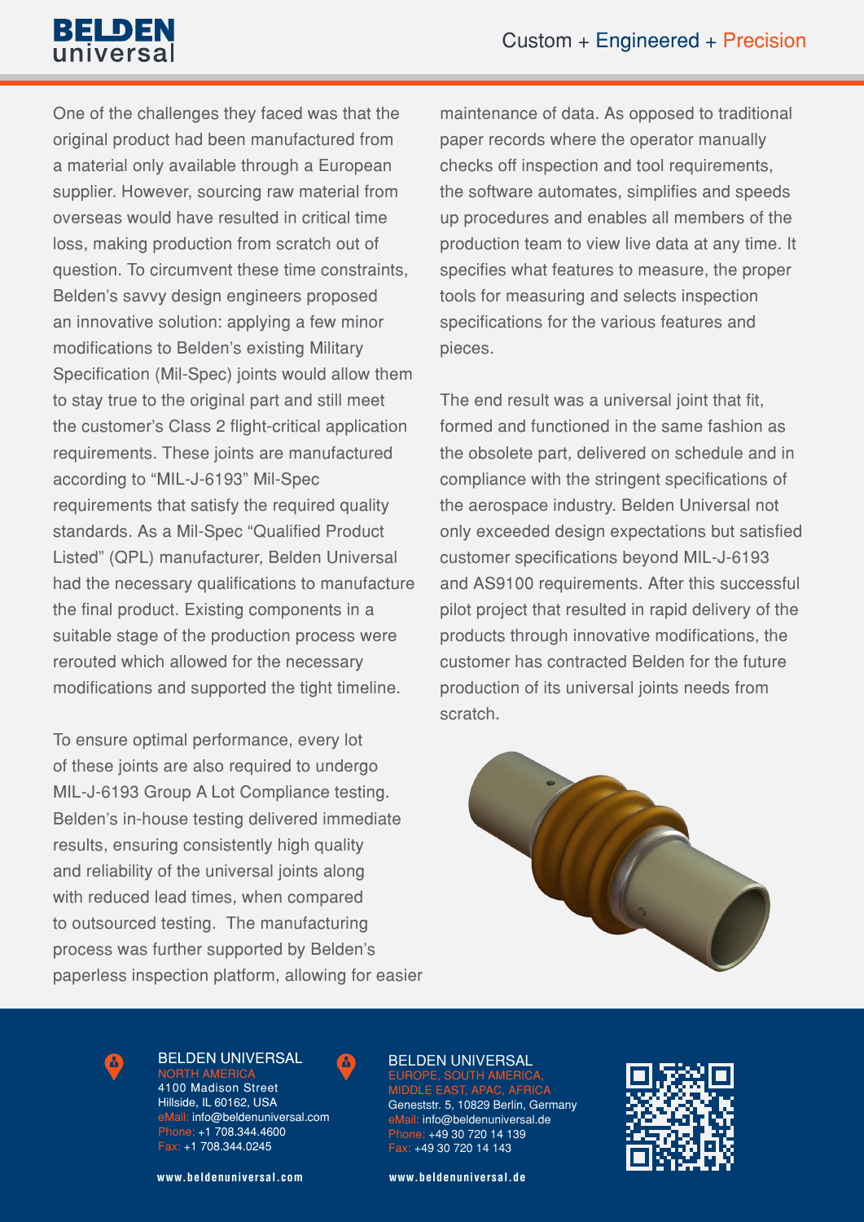One of the challenges they faced was that the original product had been manufactured from a material only available through a European supplier. However, sourcing raw material from overseas would have resulted in critical time loss, making production from scratch out of question. To circumvent these time constraints, Belden's savvy design engineers proposed an innovative solution: applying a few minor modifications to Belden's existing Military Specification (Mil-Spec) joints would allow them to stay true to the original part and still meet the customer's Class 2 flight-critical application requirements. These joints are manufactured according to "MIL-J-6193" Mil-Spec requirements that satisfy the required quality standards. As a Mil-Spec "Qualified Product Listed" (QPL) manufacturer, Belden Universal had the necessary qualifications to manufacture the final product. Existing components in a suitable stage of the production process were rerouted which allowed for the necessary modifications and supported the tight timeline.

To ensure optimal performance, every lot of these joints are also required to undergo MIL-J-6193 Group A Lot Compliance testing. Belden's in-house testing delivered immediate results, ensuring consistently high quality and reliability of the universal joints along with reduced lead times, when compared to outsourced testing. The manufacturing process was further supported by Belden's paperless inspection platform, allowing for easier maintenance of data. As opposed to traditional paper records where the operator manually checks off inspection and tool requirements, the software automates, simplifies and speeds up procedures and enables all members of the production team to view live data at any time. It specifies what features to measure, the proper tools for measuring and selects inspection specifications for the various features and pieces.

The end result was a universal joint that fit, formed and functioned in the same fashion as the obsolete part, delivered on schedule and in compliance with the stringent specifications of the aerospace industry. Belden Universal not only exceeded design expectations but satisfied customer specifications beyond MIL-J-6193 and AS9100 requirements. After this successful pilot project that resulted in rapid delivery of the products through innovative modifications, the customer has contracted Belden for the future production of its universal joints needs from scratch.

**BELDEN UNIVERSAL**
NORTH AMERICA
4100 Madison Street
Hillside, IL 60162, USA
eMail: info@beldenuniversal.com
Phone: +1 708.344.4600
Fax: +1 708.344.0245

www.beldenuniversal.com

**BELDEN UNIVERSAL**
EUROPE, SOUTH AMERICA, MIDDLE EAST, APAC, AFRICA
Geneststr. 5, 10829 Berlin, Germany
eMail: info@beldenuniversal.de
Phone: +49 30 720 14 139
Fax: +49 30 720 14 143

www.beldenuniversal.de